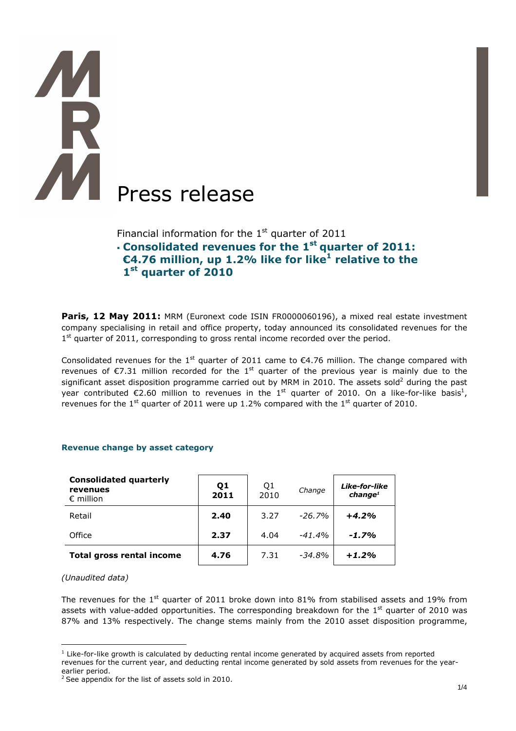# Press release

Financial information for the 1st quarter of 2011

- **Consolidated revenues for the 1st quarter of 2011: €4.76 million, up 1.2% like for like[1] relative to the 1st quarter of 2010**

**Paris, 12 May 2011:** MRM (Euronext code ISIN FR0000060196), a mixed real estate investment company specialising in retail and office property, today announced its consolidated revenues for the 1st quarter of 2011, corresponding to gross rental income recorded over the period.

Consolidated revenues for the 1st quarter of 2011 came to €4.76 million. The change compared with revenues of €7.31 million recorded for the 1st quarter of the previous year is mainly due to the significant asset disposition programme carried out by MRM in 2010. The assets sold[2] during the past year contributed €2.60 million to revenues in the 1st quarter of 2010. On a like-for-like basis[1], revenues for the 1st quarter of 2011 were up 1.2% compared with the 1st quarter of 2010.

### Revenue change by asset category

| **Consolidated quarterly revenues** € million | **Q1 2011** | Q1 2010 | *Change* | ***Like-for-like change[1]*** |
|---|---|---|---|---|
| Retail | **2.40** | 3.27 | *-26.7%* | ***+4.2%*** |
| Office | **2.37** | 4.04 | *-41.4%* | ***-1.7%*** |
| **Total gross rental income** | **4.76** | 7.31 | *-34.8%* | ***+1.2%*** |

*(Unaudited data)*

The revenues for the 1st quarter of 2011 broke down into 81% from stabilised assets and 19% from assets with value-added opportunities. The corresponding breakdown for the 1st quarter of 2010 was 87% and 13% respectively. The change stems mainly from the 2010 asset disposition programme,

---

[1] Like-for-like growth is calculated by deducting rental income generated by acquired assets from reported revenues for the current year, and deducting rental income generated by sold assets from revenues for the year-earlier period.

[2] See appendix for the list of assets sold in 2010.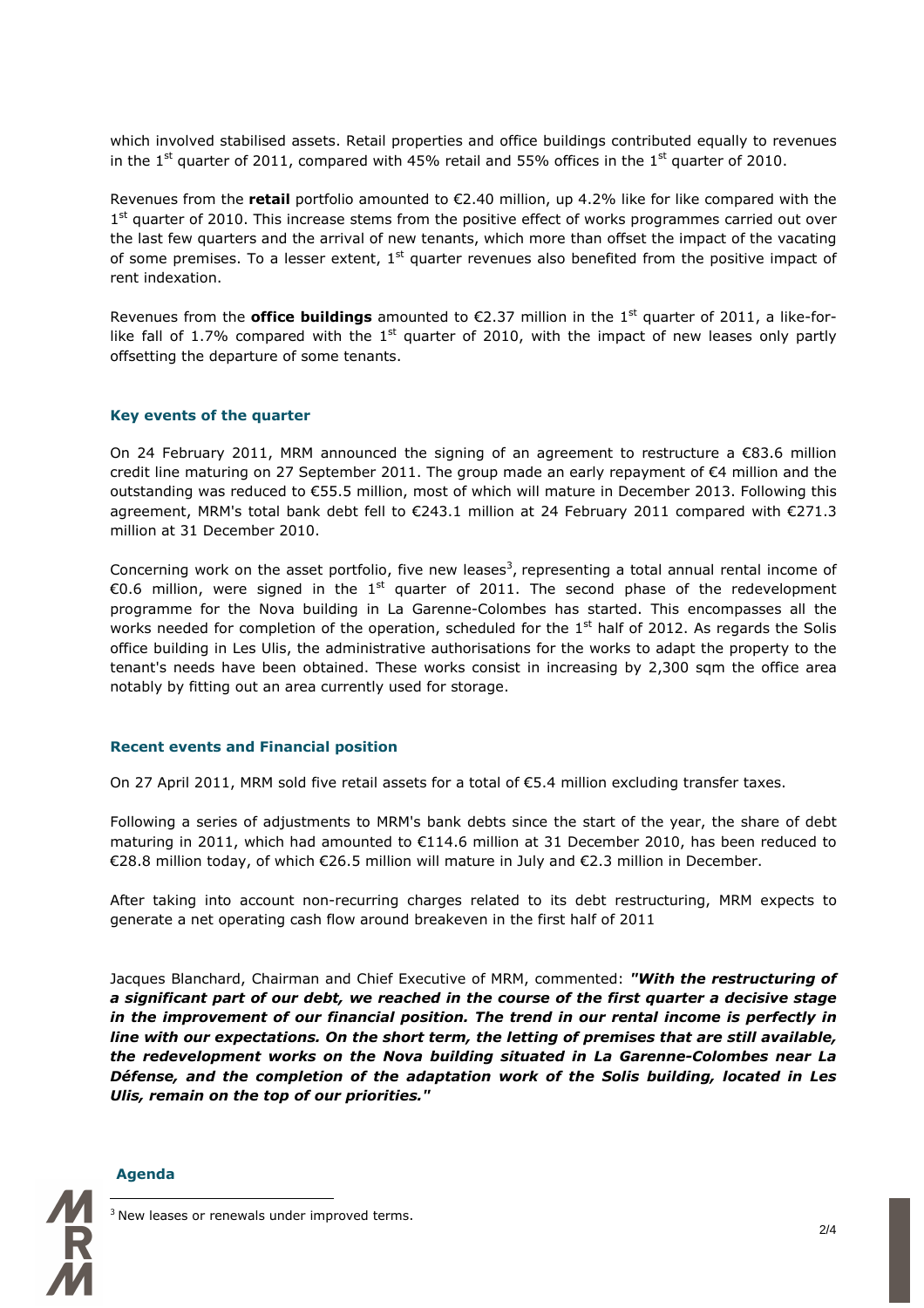which involved stabilised assets. Retail properties and office buildings contributed equally to revenues in the 1st quarter of 2011, compared with 45% retail and 55% offices in the 1st quarter of 2010.

Revenues from the **retail** portfolio amounted to €2.40 million, up 4.2% like for like compared with the 1st quarter of 2010. This increase stems from the positive effect of works programmes carried out over the last few quarters and the arrival of new tenants, which more than offset the impact of the vacating of some premises. To a lesser extent, 1st quarter revenues also benefited from the positive impact of rent indexation.

Revenues from the **office buildings** amounted to €2.37 million in the 1st quarter of 2011, a like-for-like fall of 1.7% compared with the 1st quarter of 2010, with the impact of new leases only partly offsetting the departure of some tenants.

### Key events of the quarter

On 24 February 2011, MRM announced the signing of an agreement to restructure a €83.6 million credit line maturing on 27 September 2011. The group made an early repayment of €4 million and the outstanding was reduced to €55.5 million, most of which will mature in December 2013. Following this agreement, MRM's total bank debt fell to €243.1 million at 24 February 2011 compared with €271.3 million at 31 December 2010.

Concerning work on the asset portfolio, five new leases[3], representing a total annual rental income of €0.6 million, were signed in the 1st quarter of 2011. The second phase of the redevelopment programme for the Nova building in La Garenne-Colombes has started. This encompasses all the works needed for completion of the operation, scheduled for the 1st half of 2012. As regards the Solis office building in Les Ulis, the administrative authorisations for the works to adapt the property to the tenant's needs have been obtained. These works consist in increasing by 2,300 sqm the office area notably by fitting out an area currently used for storage.

### Recent events and Financial position

On 27 April 2011, MRM sold five retail assets for a total of €5.4 million excluding transfer taxes.

Following a series of adjustments to MRM's bank debts since the start of the year, the share of debt maturing in 2011, which had amounted to €114.6 million at 31 December 2010, has been reduced to €28.8 million today, of which €26.5 million will mature in July and €2.3 million in December.

After taking into account non-recurring charges related to its debt restructuring, MRM expects to generate a net operating cash flow around breakeven in the first half of 2011

Jacques Blanchard, Chairman and Chief Executive of MRM, commented: ***"With the restructuring of a significant part of our debt, we reached in the course of the first quarter a decisive stage in the improvement of our financial position. The trend in our rental income is perfectly in line with our expectations. On the short term, the letting of premises that are still available, the redevelopment works on the Nova building situated in La Garenne-Colombes near La Défense, and the completion of the adaptation work of the Solis building, located in Les Ulis, remain on the top of our priorities."***

### Agenda

[3] New leases or renewals under improved terms.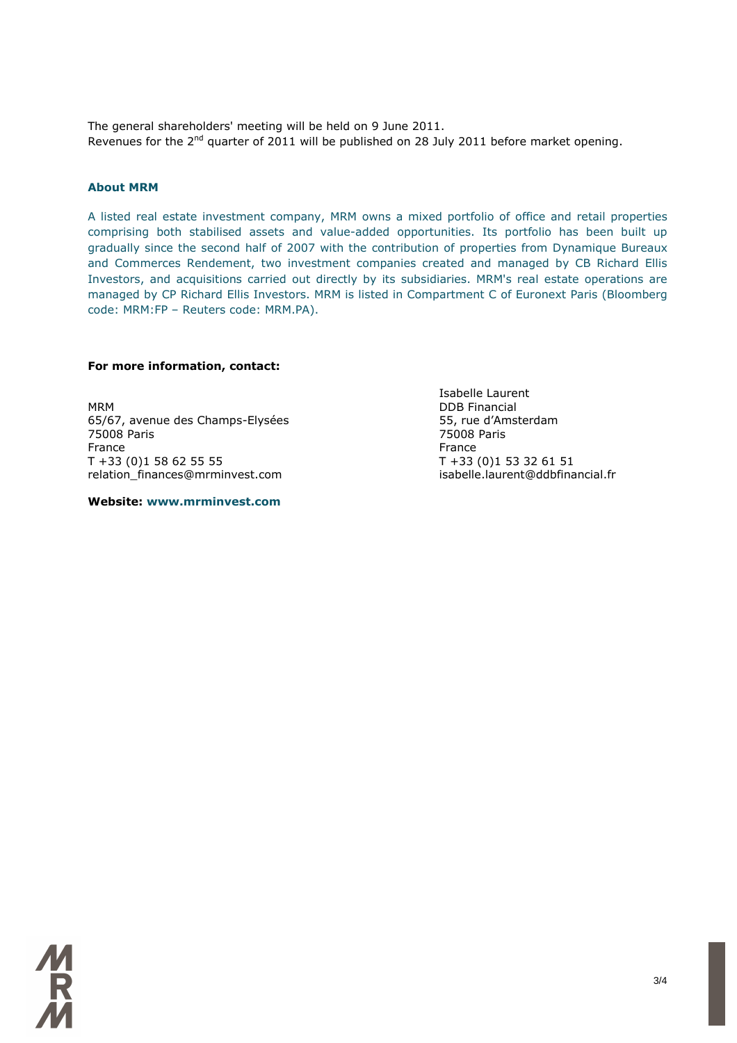The general shareholders' meeting will be held on 9 June 2011.
Revenues for the 2nd quarter of 2011 will be published on 28 July 2011 before market opening.

**About MRM**

A listed real estate investment company, MRM owns a mixed portfolio of office and retail properties comprising both stabilised assets and value-added opportunities. Its portfolio has been built up gradually since the second half of 2007 with the contribution of properties from Dynamique Bureaux and Commerces Rendement, two investment companies created and managed by CB Richard Ellis Investors, and acquisitions carried out directly by its subsidiaries. MRM's real estate operations are managed by CP Richard Ellis Investors. MRM is listed in Compartment C of Euronext Paris (Bloomberg code: MRM:FP – Reuters code: MRM.PA).

**For more information, contact:**

MRM
65/67, avenue des Champs-Elysées
75008 Paris
France
T +33 (0)1 58 62 55 55
relation_finances@mrminvest.com

Isabelle Laurent
DDB Financial
55, rue d'Amsterdam
75008 Paris
France
T +33 (0)1 53 32 61 51
isabelle.laurent@ddbfinancial.fr

**Website: www.mrminvest.com**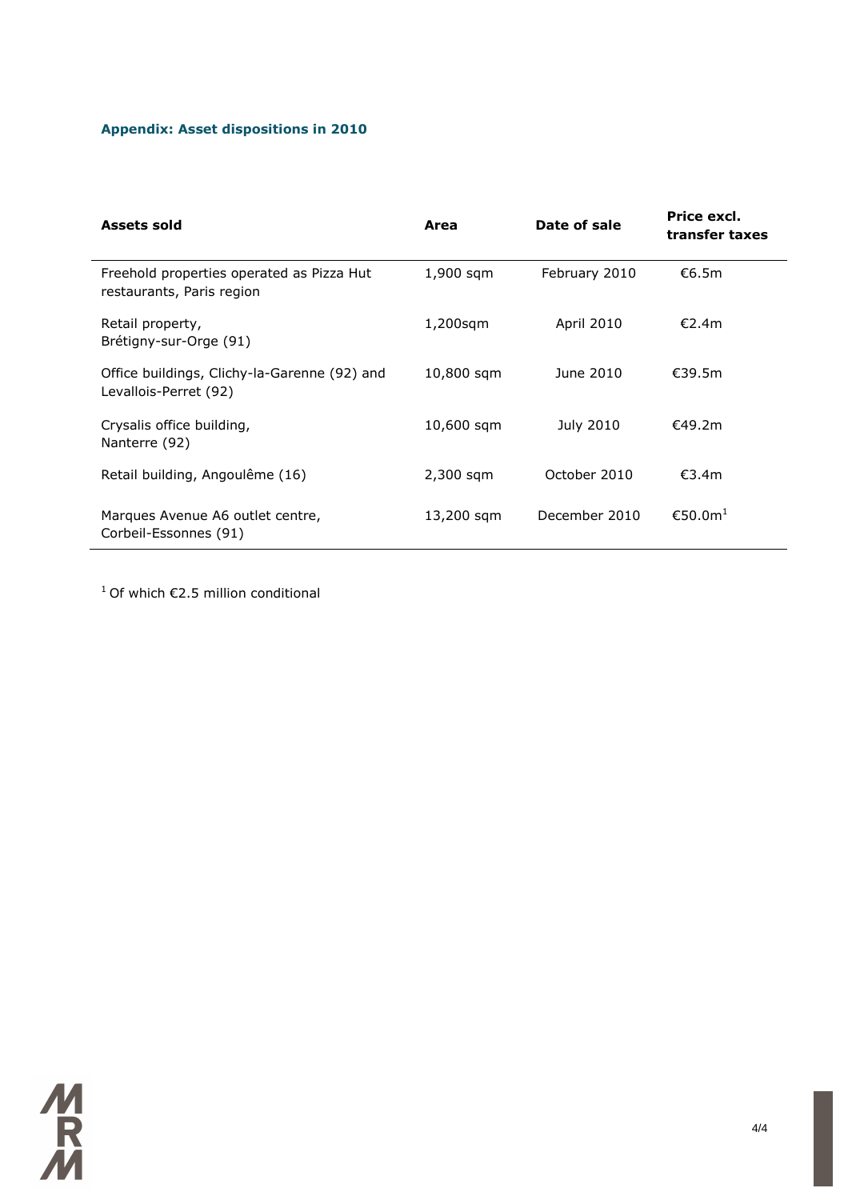### Appendix: Asset dispositions in 2010

| Assets sold | Area | Date of sale | Price excl. transfer taxes |
|---|---|---|---|
| Freehold properties operated as Pizza Hut restaurants, Paris region | 1,900 sqm | February 2010 | €6.5m |
| Retail property, Brétigny-sur-Orge (91) | 1,200sqm | April 2010 | €2.4m |
| Office buildings, Clichy-la-Garenne (92) and Levallois-Perret (92) | 10,800 sqm | June 2010 | €39.5m |
| Crysalis office building, Nanterre (92) | 10,600 sqm | July 2010 | €49.2m |
| Retail building, Angoulême (16) | 2,300 sqm | October 2010 | €3.4m |
| Marques Avenue A6 outlet centre, Corbeil-Essonnes (91) | 13,200 sqm | December 2010 | €50.0m[1] |

[1] Of which €2.5 million conditional